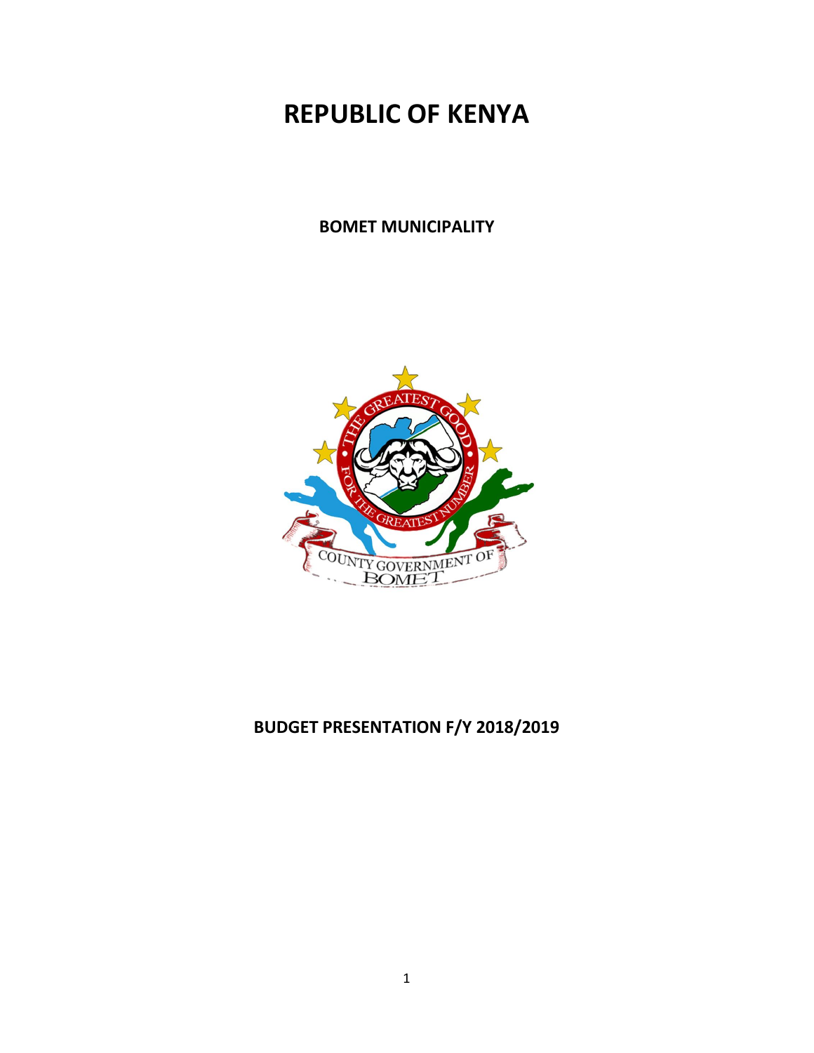# REPUBLIC OF KENYA

## BOMET MUNICIPALITY

## BUDGET PRESENTATION F/Y 2018/2019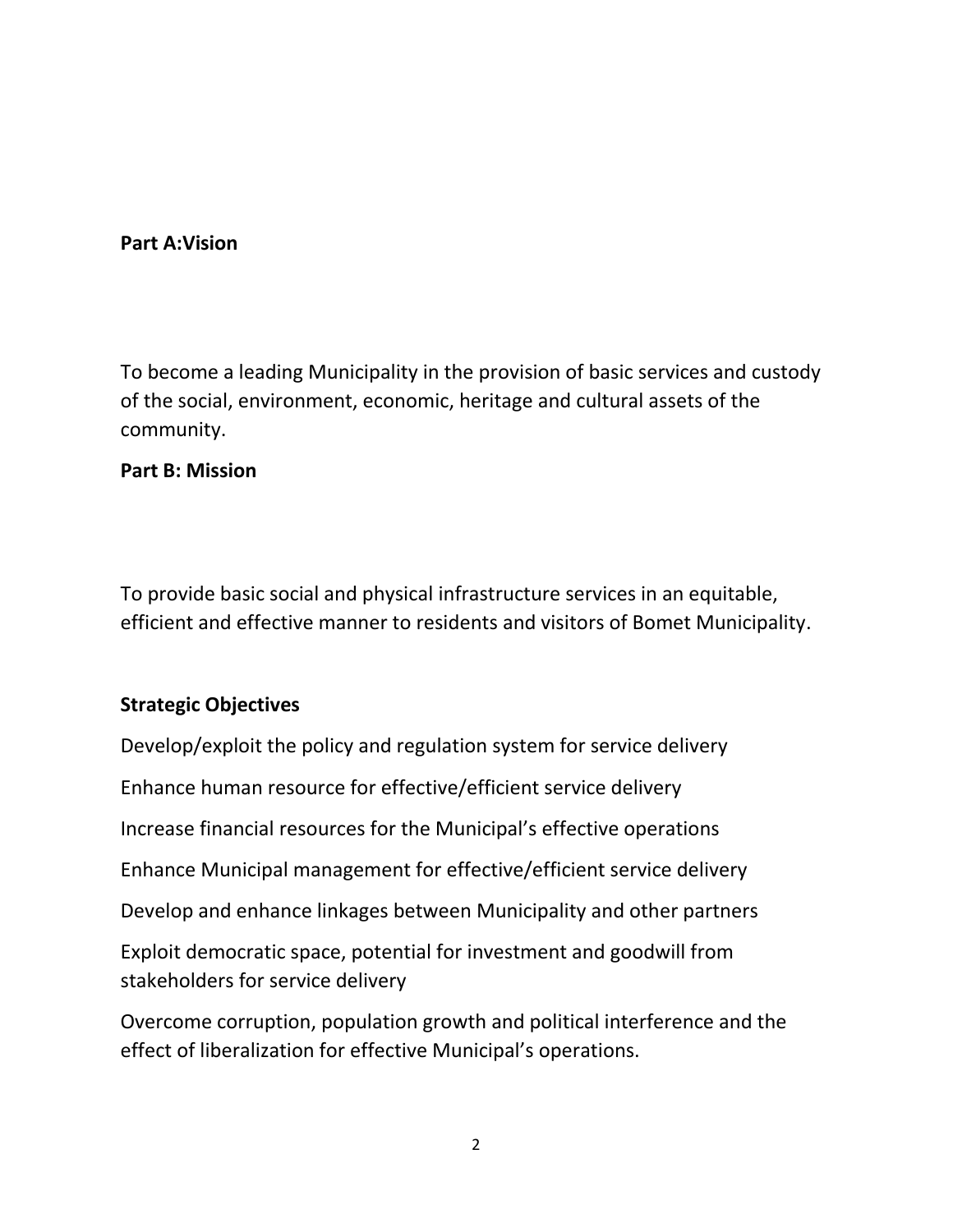**Part A:Vision**

To become a leading Municipality in the provision of basic services and custody of the social, environment, economic, heritage and cultural assets of the community.

**Part B: Mission**

To provide basic social and physical infrastructure services in an equitable, efficient and effective manner to residents and visitors of Bomet Municipality.

**Strategic Objectives**

Develop/exploit the policy and regulation system for service delivery

Enhance human resource for effective/efficient service delivery

Increase financial resources for the Municipal's effective operations

Enhance Municipal management for effective/efficient service delivery

Develop and enhance linkages between Municipality and other partners

Exploit democratic space, potential for investment and goodwill from stakeholders for service delivery

Overcome corruption, population growth and political interference and the effect of liberalization for effective Municipal's operations.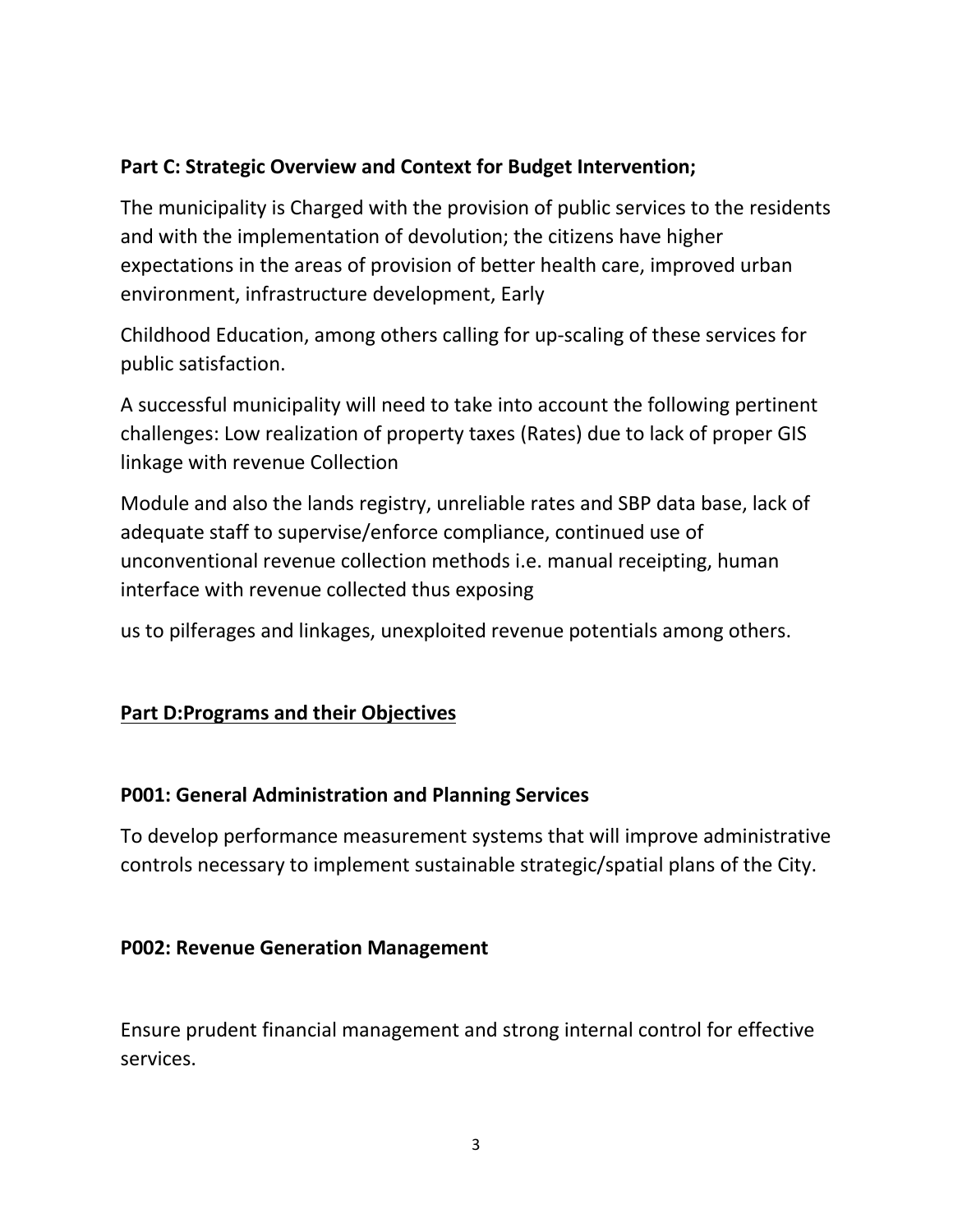**Part C: Strategic Overview and Context for Budget Intervention;**

The municipality is Charged with the provision of public services to the residents and with the implementation of devolution; the citizens have higher expectations in the areas of provision of better health care, improved urban environment, infrastructure development, Early

Childhood Education, among others calling for up-scaling of these services for public satisfaction.

A successful municipality will need to take into account the following pertinent challenges: Low realization of property taxes (Rates) due to lack of proper GIS linkage with revenue Collection

Module and also the lands registry, unreliable rates and SBP data base, lack of adequate staff to supervise/enforce compliance, continued use of unconventional revenue collection methods i.e. manual receipting, human interface with revenue collected thus exposing

us to pilferages and linkages, unexploited revenue potentials among others.

## Part D:Programs and their Objectives

### P001: General Administration and Planning Services

To develop performance measurement systems that will improve administrative controls necessary to implement sustainable strategic/spatial plans of the City.

### P002: Revenue Generation Management

Ensure prudent financial management and strong internal control for effective services.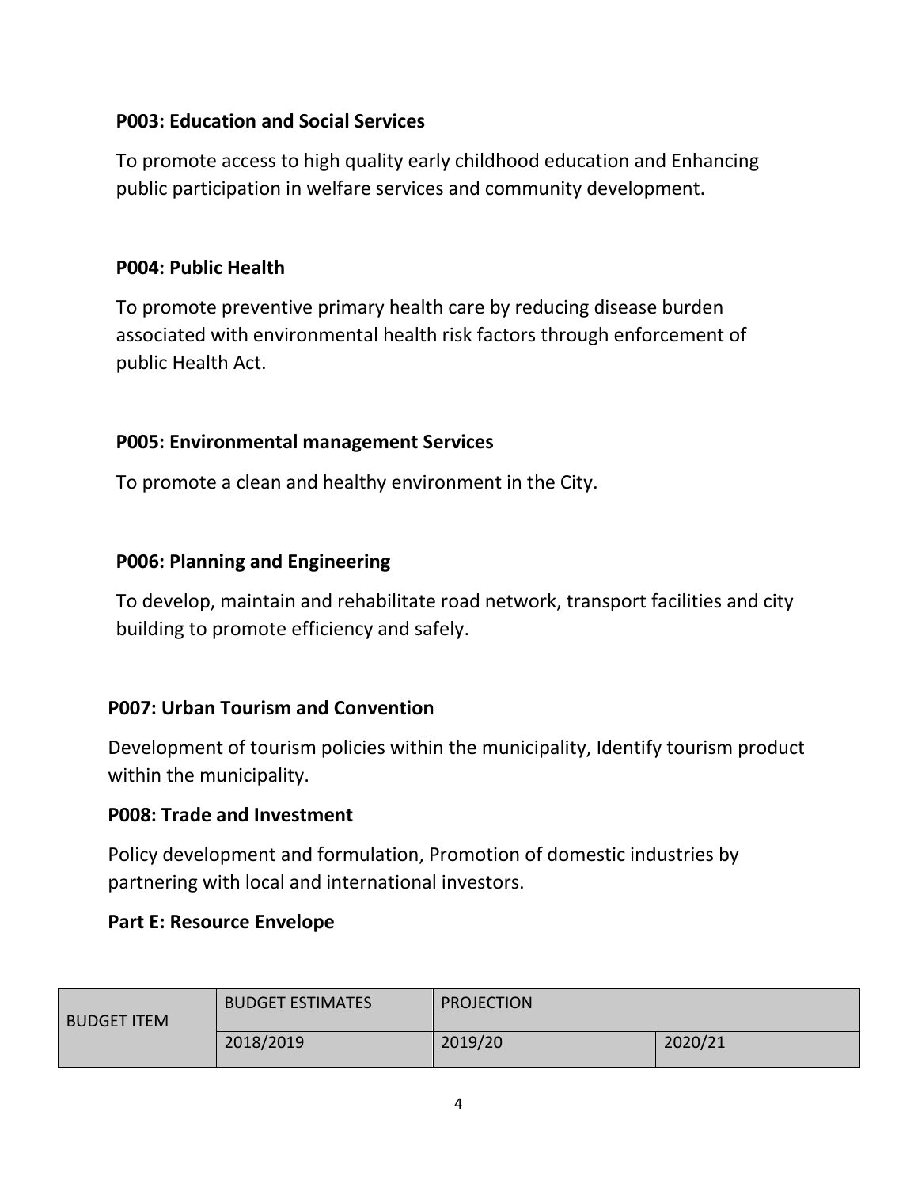### P003: Education and Social Services

To promote access to high quality early childhood education and Enhancing public participation in welfare services and community development.

### P004: Public Health

To promote preventive primary health care by reducing disease burden associated with environmental health risk factors through enforcement of public Health Act.

### P005: Environmental management Services

To promote a clean and healthy environment in the City.

### P006: Planning and Engineering

To develop, maintain and rehabilitate road network, transport facilities and city building to promote efficiency and safely.

### P007: Urban Tourism and Convention

Development of tourism policies within the municipality, Identify tourism product within the municipality.

### P008: Trade and Investment

Policy development and formulation, Promotion of domestic industries by partnering with local and international investors.

## Part E: Resource Envelope

| BUDGET ITEM | BUDGET ESTIMATES | PROJECTION | |
|---|---|---|---|
| | 2018/2019 | 2019/20 | 2020/21 |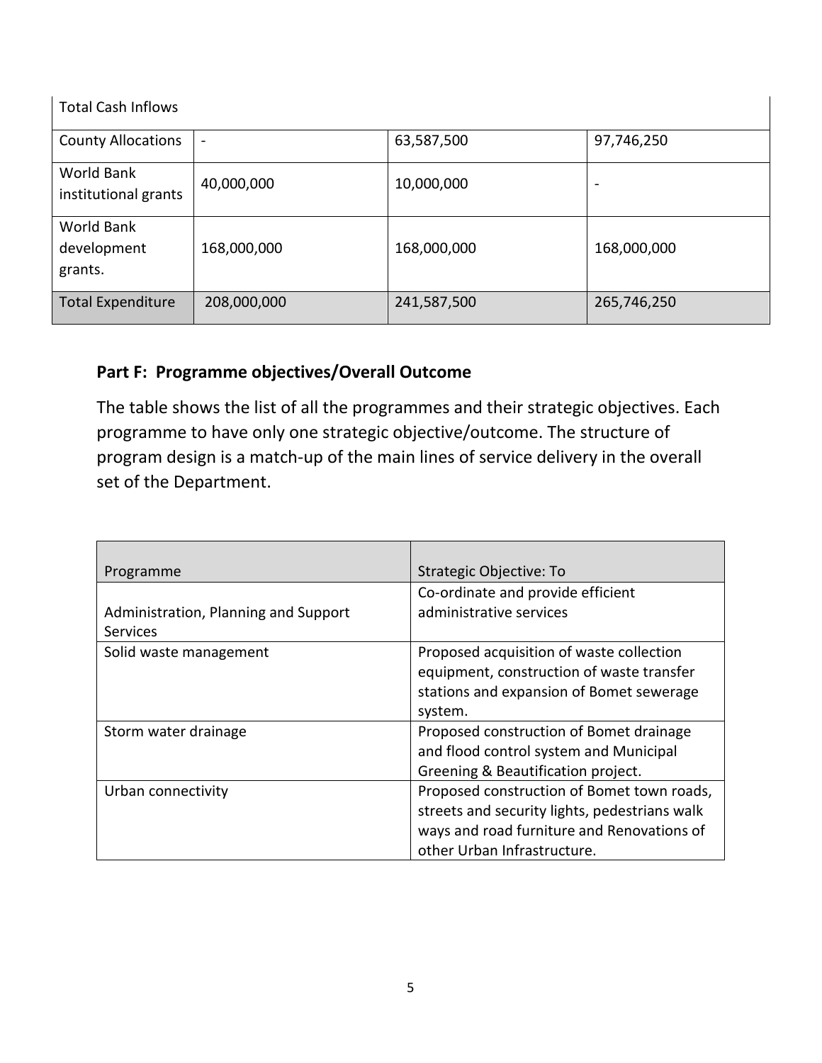| Total Cash Inflows | | | |
|---|---|---|---|
| County Allocations | - | 63,587,500 | 97,746,250 |
| World Bank institutional grants | 40,000,000 | 10,000,000 | - |
| World Bank development grants. | 168,000,000 | 168,000,000 | 168,000,000 |
| Total Expenditure | 208,000,000 | 241,587,500 | 265,746,250 |

## Part F: Programme objectives/Overall Outcome

The table shows the list of all the programmes and their strategic objectives. Each programme to have only one strategic objective/outcome. The structure of program design is a match-up of the main lines of service delivery in the overall set of the Department.

| Programme | Strategic Objective: To |
|---|---|
| Administration, Planning and Support Services | Co-ordinate and provide efficient administrative services |
| Solid waste management | Proposed acquisition of waste collection equipment, construction of waste transfer stations and expansion of Bomet sewerage system. |
| Storm water drainage | Proposed construction of Bomet drainage and flood control system and Municipal Greening & Beautification project. |
| Urban connectivity | Proposed construction of Bomet town roads, streets and security lights, pedestrians walk ways and road furniture and Renovations of other Urban Infrastructure. |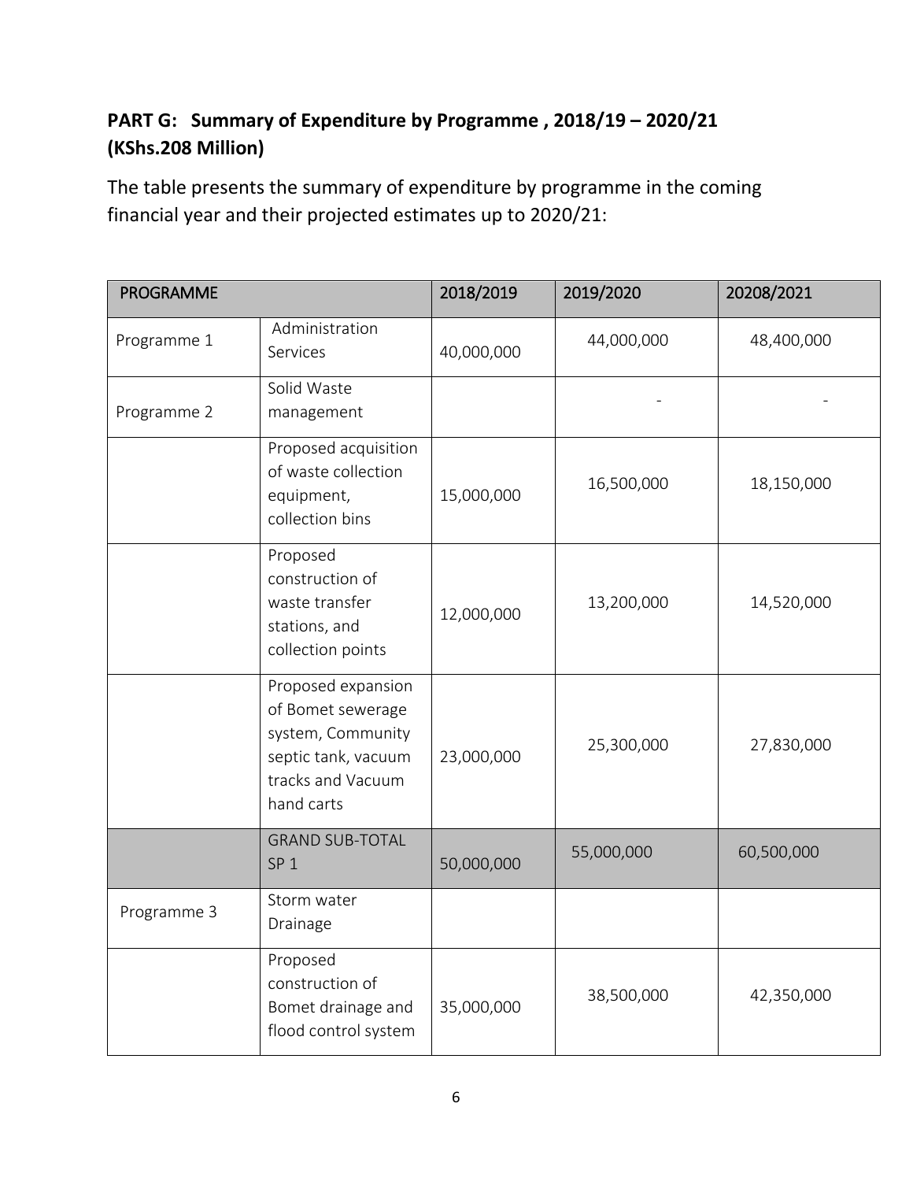## PART G: Summary of Expenditure by Programme , 2018/19 – 2020/21 (KShs.208 Million)

The table presents the summary of expenditure by programme in the coming financial year and their projected estimates up to 2020/21:

| PROGRAMME | | 2018/2019 | 2019/2020 | 20208/2021 |
|---|---|---|---|---|
| Programme 1 | Administration Services | 40,000,000 | 44,000,000 | 48,400,000 |
| Programme 2 | Solid Waste management | | - | - |
| | Proposed acquisition of waste collection equipment, collection bins | 15,000,000 | 16,500,000 | 18,150,000 |
| | Proposed construction of waste transfer stations, and collection points | 12,000,000 | 13,200,000 | 14,520,000 |
| | Proposed expansion of Bomet sewerage system, Community septic tank, vacuum tracks and Vacuum hand carts | 23,000,000 | 25,300,000 | 27,830,000 |
| | GRAND SUB-TOTAL SP 1 | 50,000,000 | 55,000,000 | 60,500,000 |
| Programme 3 | Storm water Drainage | | | |
| | Proposed construction of Bomet drainage and flood control system | 35,000,000 | 38,500,000 | 42,350,000 |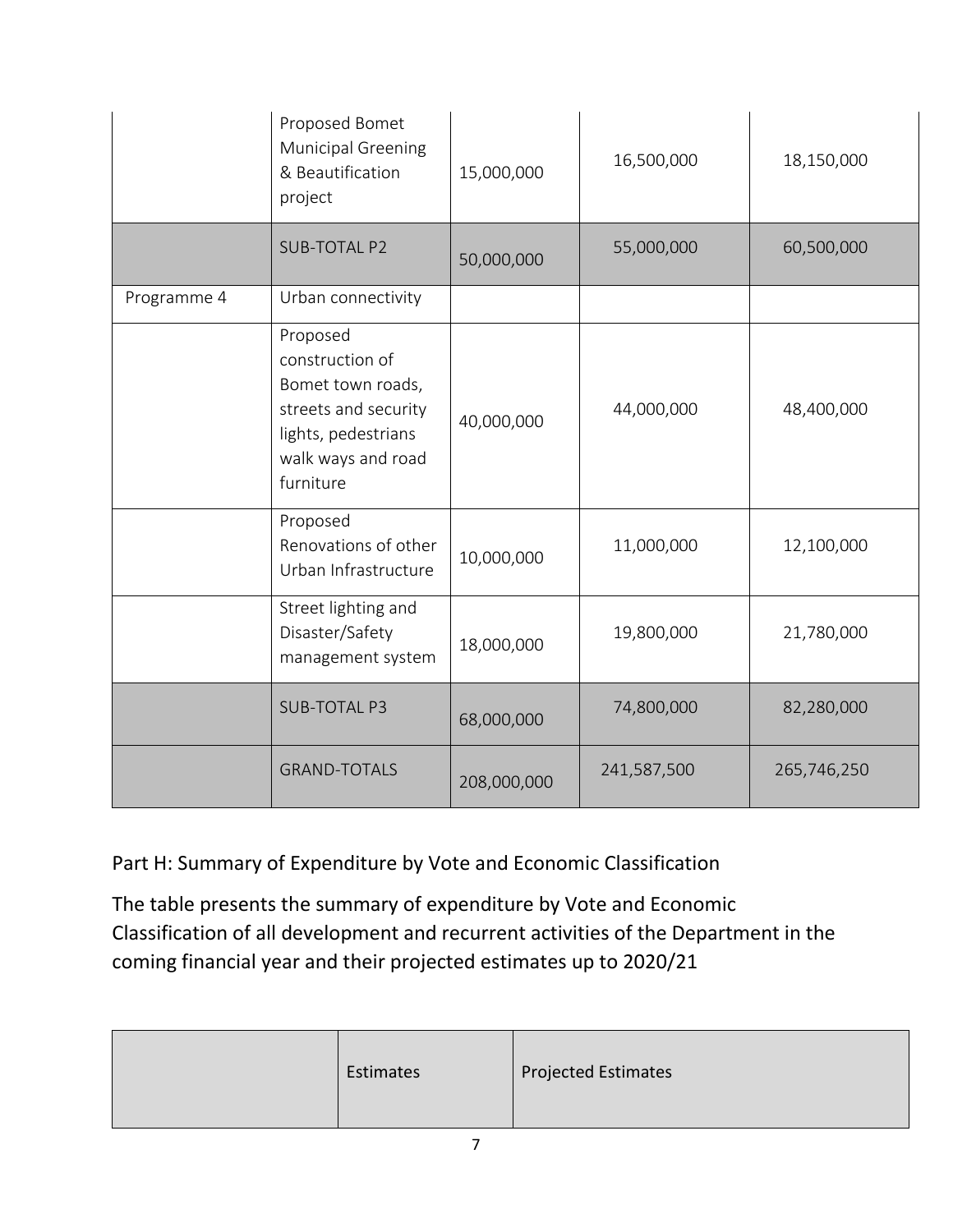| | | | | |
|---|---|---|---|---|
| | Proposed Bomet Municipal Greening & Beautification project | 15,000,000 | 16,500,000 | 18,150,000 |
| | SUB-TOTAL P2 | 50,000,000 | 55,000,000 | 60,500,000 |
| Programme 4 | Urban connectivity | | | |
| | Proposed construction of Bomet town roads, streets and security lights, pedestrians walk ways and road furniture | 40,000,000 | 44,000,000 | 48,400,000 |
| | Proposed Renovations of other Urban Infrastructure | 10,000,000 | 11,000,000 | 12,100,000 |
| | Street lighting and Disaster/Safety management system | 18,000,000 | 19,800,000 | 21,780,000 |
| | SUB-TOTAL P3 | 68,000,000 | 74,800,000 | 82,280,000 |
| | GRAND-TOTALS | 208,000,000 | 241,587,500 | 265,746,250 |

## Part H: Summary of Expenditure by Vote and Economic Classification

The table presents the summary of expenditure by Vote and Economic Classification of all development and recurrent activities of the Department in the coming financial year and their projected estimates up to 2020/21

| | Estimates | Projected Estimates |
|---|---|---|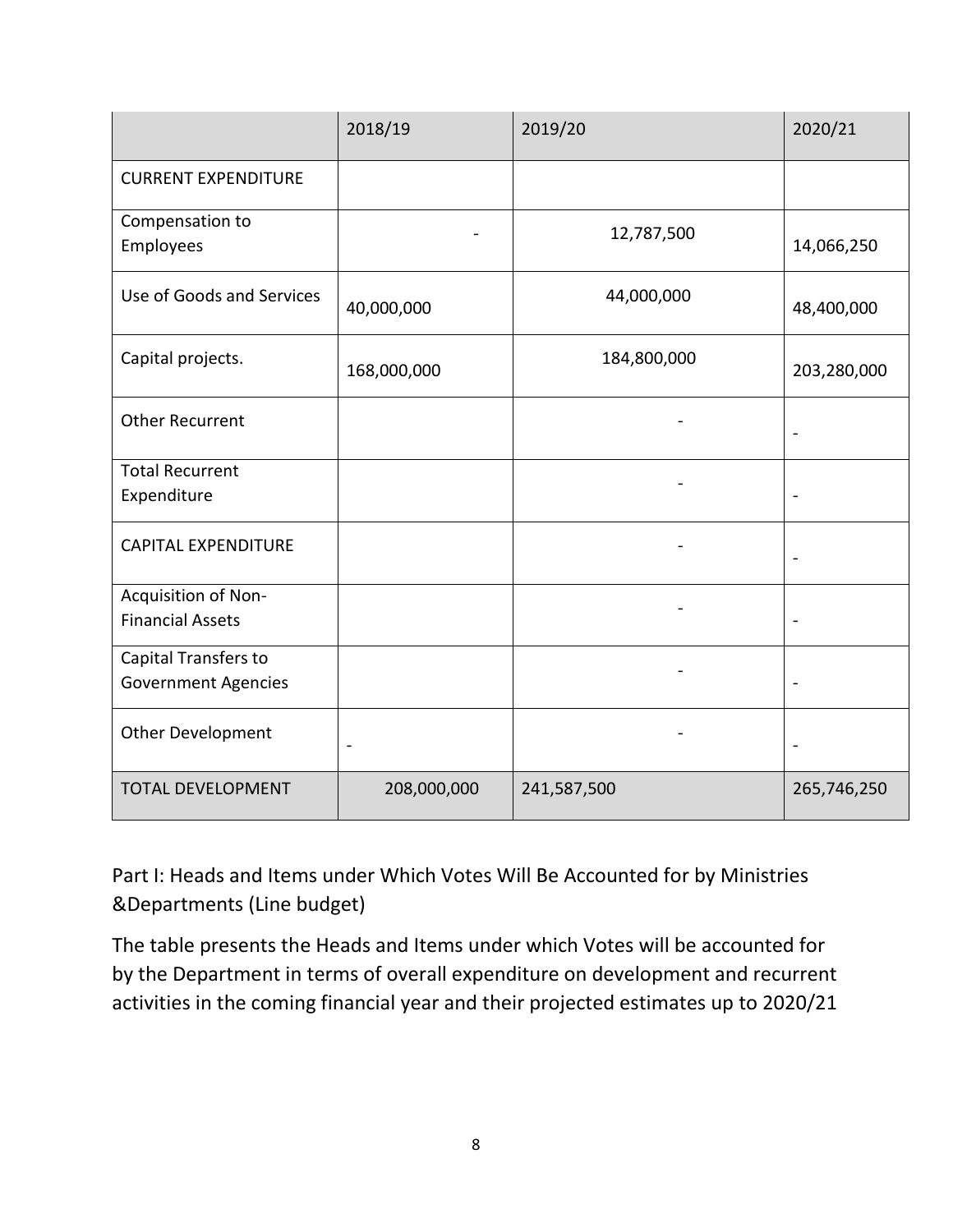| | 2018/19 | 2019/20 | 2020/21 |
|---|---|---|---|
| CURRENT EXPENDITURE | | | |
| Compensation to Employees | - | 12,787,500 | 14,066,250 |
| Use of Goods and Services | 40,000,000 | 44,000,000 | 48,400,000 |
| Capital projects. | 168,000,000 | 184,800,000 | 203,280,000 |
| Other Recurrent | | - | - |
| Total Recurrent Expenditure | | - | - |
| CAPITAL EXPENDITURE | | - | - |
| Acquisition of Non-Financial Assets | | - | - |
| Capital Transfers to Government Agencies | | - | - |
| Other Development | - | - | - |
| TOTAL DEVELOPMENT | 208,000,000 | 241,587,500 | 265,746,250 |

Part I: Heads and Items under Which Votes Will Be Accounted for by Ministries &Departments (Line budget)

The table presents the Heads and Items under which Votes will be accounted for by the Department in terms of overall expenditure on development and recurrent activities in the coming financial year and their projected estimates up to 2020/21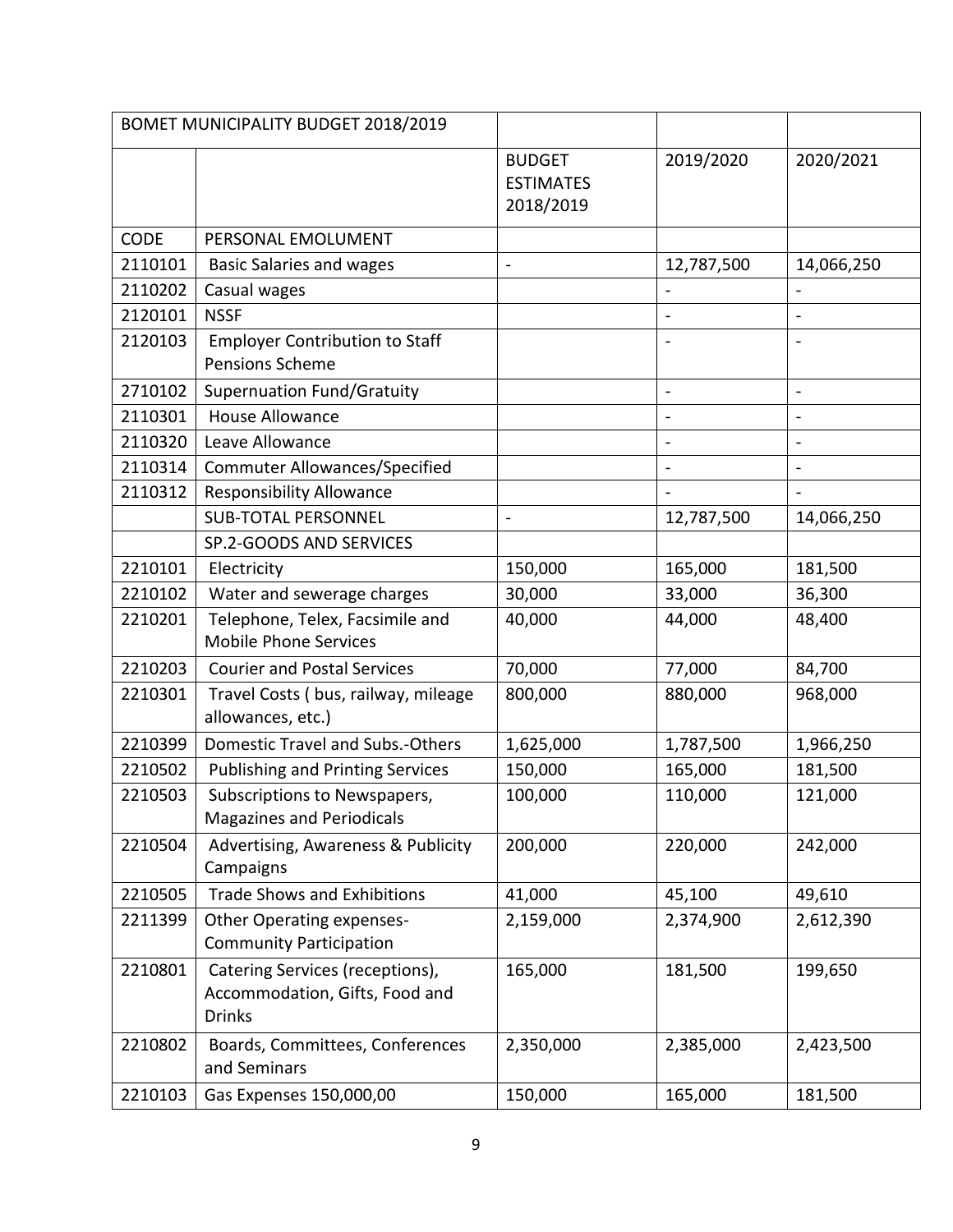| BOMET MUNICIPALITY BUDGET 2018/2019 | | | | |
|---|---|---|---|---|
| | | BUDGET ESTIMATES 2018/2019 | 2019/2020 | 2020/2021 |
| CODE | PERSONAL EMOLUMENT | | | |
| 2110101 | Basic Salaries and wages | - | 12,787,500 | 14,066,250 |
| 2110202 | Casual wages | | - | - |
| 2120101 | NSSF | | - | - |
| 2120103 | Employer Contribution to Staff Pensions Scheme | | - | - |
| 2710102 | Supernuation Fund/Gratuity | | - | - |
| 2110301 | House Allowance | | - | - |
| 2110320 | Leave Allowance | | - | - |
| 2110314 | Commuter Allowances/Specified | | - | - |
| 2110312 | Responsibility Allowance | | - | - |
| | SUB-TOTAL PERSONNEL | - | 12,787,500 | 14,066,250 |
| | SP.2-GOODS AND SERVICES | | | |
| 2210101 | Electricity | 150,000 | 165,000 | 181,500 |
| 2210102 | Water and sewerage charges | 30,000 | 33,000 | 36,300 |
| 2210201 | Telephone, Telex, Facsimile and Mobile Phone Services | 40,000 | 44,000 | 48,400 |
| 2210203 | Courier and Postal Services | 70,000 | 77,000 | 84,700 |
| 2210301 | Travel Costs ( bus, railway, mileage allowances, etc.) | 800,000 | 880,000 | 968,000 |
| 2210399 | Domestic Travel and Subs.-Others | 1,625,000 | 1,787,500 | 1,966,250 |
| 2210502 | Publishing and Printing Services | 150,000 | 165,000 | 181,500 |
| 2210503 | Subscriptions to Newspapers, Magazines and Periodicals | 100,000 | 110,000 | 121,000 |
| 2210504 | Advertising, Awareness & Publicity Campaigns | 200,000 | 220,000 | 242,000 |
| 2210505 | Trade Shows and Exhibitions | 41,000 | 45,100 | 49,610 |
| 2211399 | Other Operating expenses-Community Participation | 2,159,000 | 2,374,900 | 2,612,390 |
| 2210801 | Catering Services (receptions), Accommodation, Gifts, Food and Drinks | 165,000 | 181,500 | 199,650 |
| 2210802 | Boards, Committees, Conferences and Seminars | 2,350,000 | 2,385,000 | 2,423,500 |
| 2210103 | Gas Expenses 150,000,00 | 150,000 | 165,000 | 181,500 |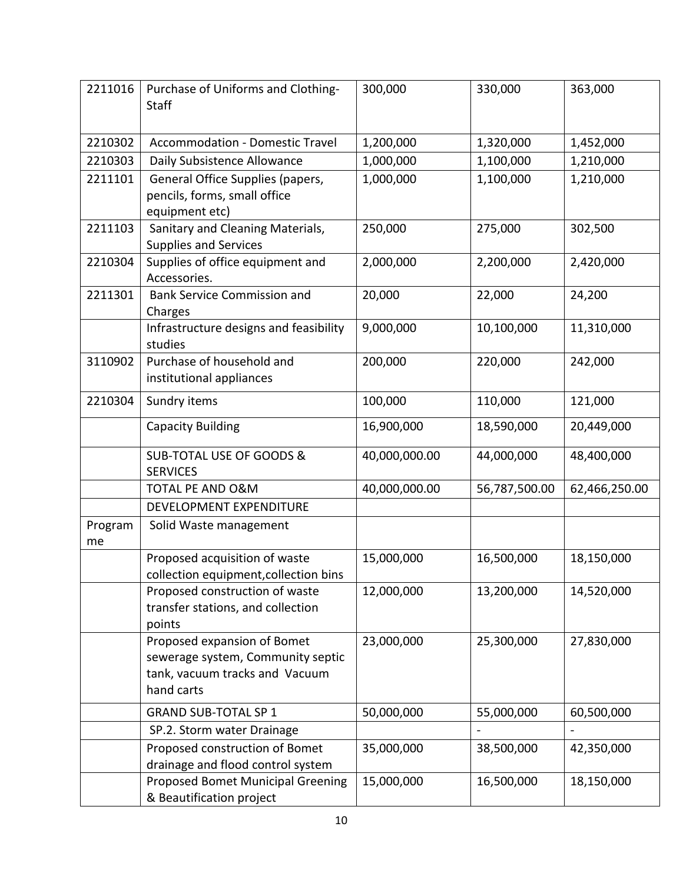| | | | | |
|---|---|---|---|---|
| 2211016 | Purchase of Uniforms and Clothing-Staff | 300,000 | 330,000 | 363,000 |
| 2210302 | Accommodation - Domestic Travel | 1,200,000 | 1,320,000 | 1,452,000 |
| 2210303 | Daily Subsistence Allowance | 1,000,000 | 1,100,000 | 1,210,000 |
| 2211101 | General Office Supplies (papers, pencils, forms, small office equipment etc) | 1,000,000 | 1,100,000 | 1,210,000 |
| 2211103 | Sanitary and Cleaning Materials, Supplies and Services | 250,000 | 275,000 | 302,500 |
| 2210304 | Supplies of office equipment and Accessories. | 2,000,000 | 2,200,000 | 2,420,000 |
| 2211301 | Bank Service Commission and Charges | 20,000 | 22,000 | 24,200 |
| | Infrastructure designs and feasibility studies | 9,000,000 | 10,100,000 | 11,310,000 |
| 3110902 | Purchase of household and institutional appliances | 200,000 | 220,000 | 242,000 |
| 2210304 | Sundry items | 100,000 | 110,000 | 121,000 |
| | Capacity Building | 16,900,000 | 18,590,000 | 20,449,000 |
| | SUB-TOTAL USE OF GOODS & SERVICES | 40,000,000.00 | 44,000,000 | 48,400,000 |
| | TOTAL PE AND O&M | 40,000,000.00 | 56,787,500.00 | 62,466,250.00 |
| | DEVELOPMENT EXPENDITURE | | | |
| Programme | Solid Waste management | | | |
| | Proposed acquisition of waste collection equipment,collection bins | 15,000,000 | 16,500,000 | 18,150,000 |
| | Proposed construction of waste transfer stations, and collection points | 12,000,000 | 13,200,000 | 14,520,000 |
| | Proposed expansion of Bomet sewerage system, Community septic tank, vacuum tracks and Vacuum hand carts | 23,000,000 | 25,300,000 | 27,830,000 |
| | GRAND SUB-TOTAL SP 1 | 50,000,000 | 55,000,000 | 60,500,000 |
| | SP.2. Storm water Drainage | | - | - |
| | Proposed construction of Bomet drainage and flood control system | 35,000,000 | 38,500,000 | 42,350,000 |
| | Proposed Bomet Municipal Greening & Beautification project | 15,000,000 | 16,500,000 | 18,150,000 |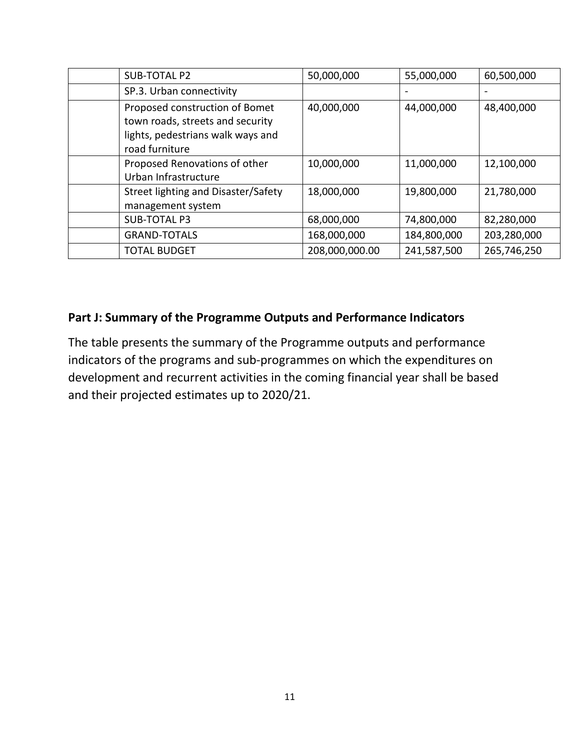| | | | | |
|---|---|---|---|---|
| | SUB-TOTAL P2 | 50,000,000 | 55,000,000 | 60,500,000 |
| | SP.3. Urban connectivity | | - | - |
| | Proposed construction of Bomet town roads, streets and security lights, pedestrians walk ways and road furniture | 40,000,000 | 44,000,000 | 48,400,000 |
| | Proposed Renovations of other Urban Infrastructure | 10,000,000 | 11,000,000 | 12,100,000 |
| | Street lighting and Disaster/Safety management system | 18,000,000 | 19,800,000 | 21,780,000 |
| | SUB-TOTAL P3 | 68,000,000 | 74,800,000 | 82,280,000 |
| | GRAND-TOTALS | 168,000,000 | 184,800,000 | 203,280,000 |
| | TOTAL BUDGET | 208,000,000.00 | 241,587,500 | 265,746,250 |

## Part J: Summary of the Programme Outputs and Performance Indicators

The table presents the summary of the Programme outputs and performance indicators of the programs and sub-programmes on which the expenditures on development and recurrent activities in the coming financial year shall be based and their projected estimates up to 2020/21.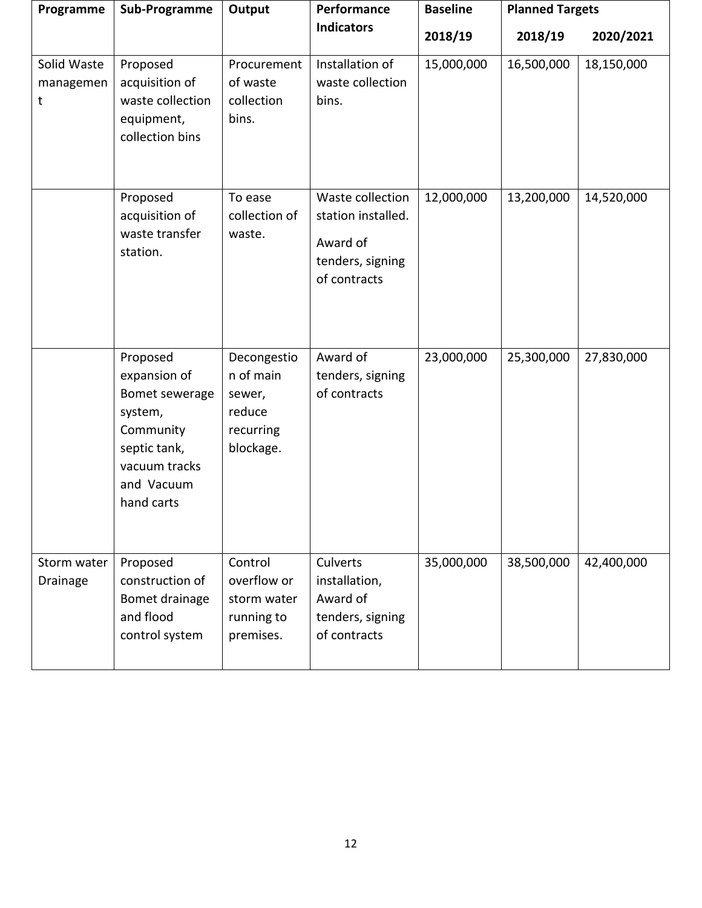| Programme | Sub-Programme | Output | Performance Indicators | Baseline | Planned Targets | |
|---|---|---|---|---|---|---|
| | | | | 2018/19 | 2018/19 | 2020/2021 |
| Solid Waste management | Proposed acquisition of waste collection equipment, collection bins | Procurement of waste collection bins. | Installation of waste collection bins. | 15,000,000 | 16,500,000 | 18,150,000 |
| | Proposed acquisition of waste transfer station. | To ease collection of waste. | Waste collection station installed. Award of tenders, signing of contracts | 12,000,000 | 13,200,000 | 14,520,000 |
| | Proposed expansion of Bomet sewerage system, Community septic tank, vacuum tracks and Vacuum hand carts | Decongestion of main sewer, reduce recurring blockage. | Award of tenders, signing of contracts | 23,000,000 | 25,300,000 | 27,830,000 |
| Storm water Drainage | Proposed construction of Bomet drainage and flood control system | Control overflow or storm water running to premises. | Culverts installation, Award of tenders, signing of contracts | 35,000,000 | 38,500,000 | 42,400,000 |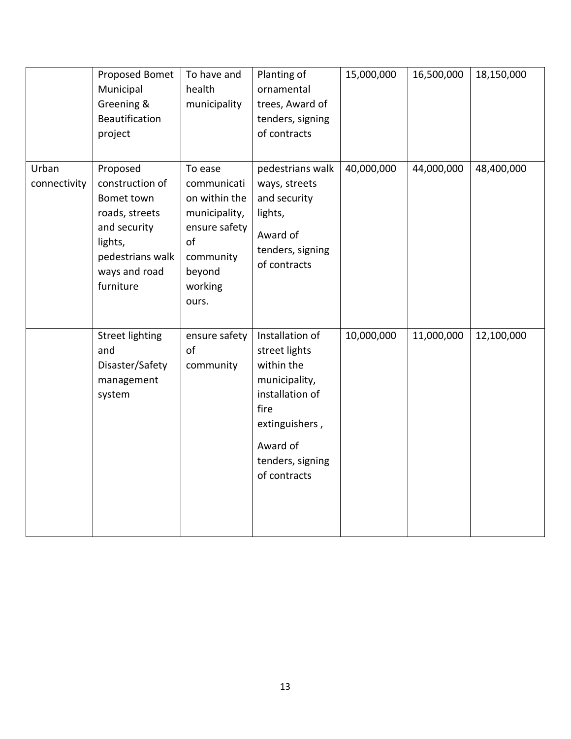| | | | | | | |
|---|---|---|---|---|---|---|
| | Proposed Bomet Municipal Greening & Beautification project | To have and health municipality | Planting of ornamental trees, Award of tenders, signing of contracts | 15,000,000 | 16,500,000 | 18,150,000 |
| Urban connectivity | Proposed construction of Bomet town roads, streets and security lights, pedestrians walk ways and road furniture | To ease communication within the municipality, ensure safety of community beyond working ours. | pedestrians walk ways, streets and security lights,<br>Award of tenders, signing of contracts | 40,000,000 | 44,000,000 | 48,400,000 |
| | Street lighting and Disaster/Safety management system | ensure safety of community | Installation of street lights within the municipality, installation of fire extinguishers ,<br>Award of tenders, signing of contracts | 10,000,000 | 11,000,000 | 12,100,000 |